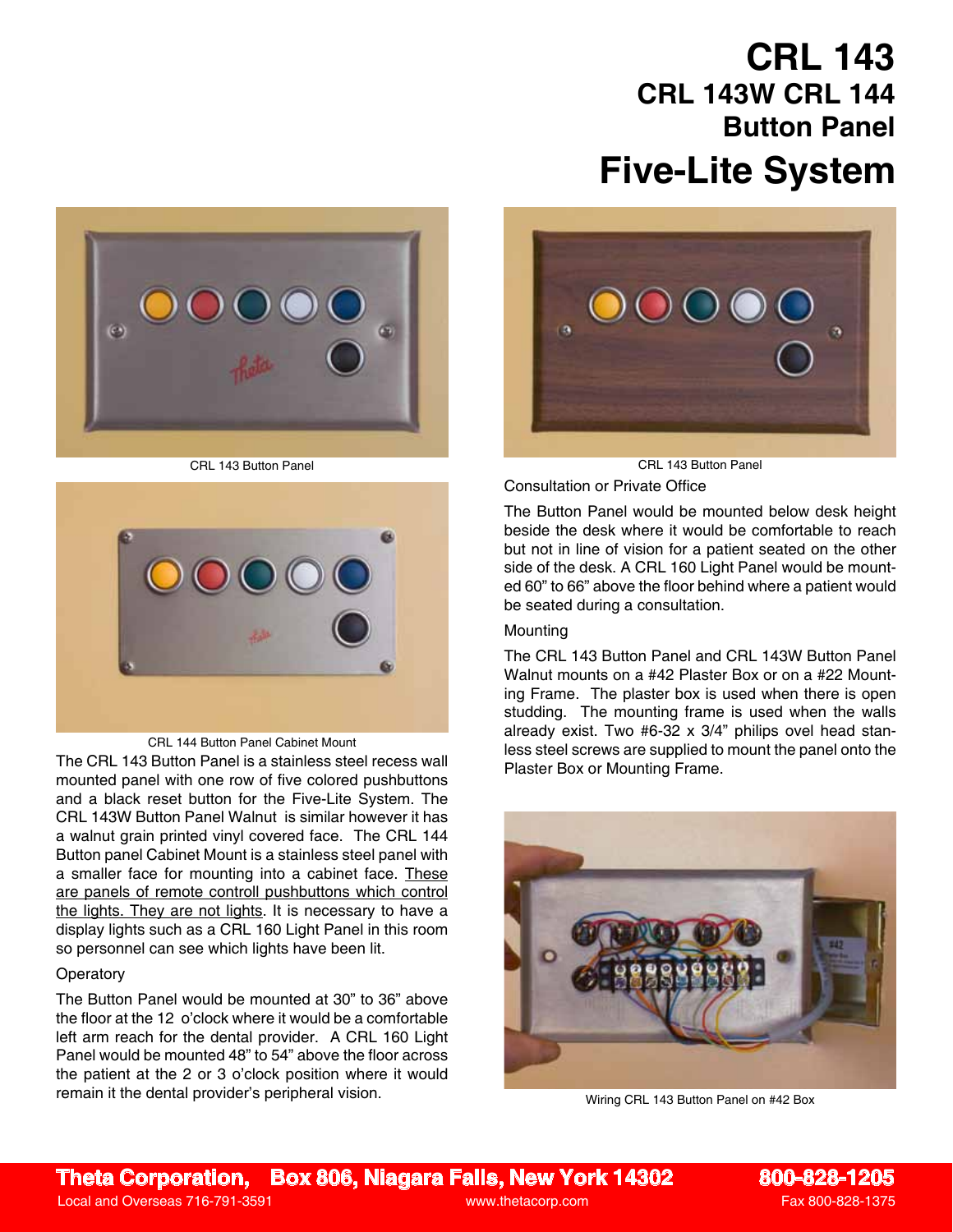# CRL 143

## CRL 143W CRL 144

## Button Panel

# Five-Lite System

CRL 143 Button Panel

CRL 143 Button Panel

CRL 144 Button Panel Cabinet Mount

The CRL 143 Button Panel is a stainless steel recess wall mounted panel with one row of five colored pushbuttons and a black reset button for the Five-Lite System. The CRL 143W Button Panel Walnut is similar however it has a walnut grain printed vinyl covered face. The CRL 144 Button panel Cabinet Mount is a stainless steel panel with a smaller face for mounting into a cabinet face. <u>These are panels of remote controll pushbuttons which control the lights. They are not lights</u>. It is necessary to have a display lights such as a CRL 160 Light Panel in this room so personnel can see which lights have been lit.

Operatory

The Button Panel would be mounted at 30" to 36" above the floor at the 12 o'clock where it would be a comfortable left arm reach for the dental provider. A CRL 160 Light Panel would be mounted 48" to 54" above the floor across the patient at the 2 or 3 o'clock position where it would remain it the dental provider's peripheral vision.

Consultation or Private Office

The Button Panel would be mounted below desk height beside the desk where it would be comfortable to reach but not in line of vision for a patient seated on the other side of the desk. A CRL 160 Light Panel would be mounted 60" to 66" above the floor behind where a patient would be seated during a consultation.

Mounting

The CRL 143 Button Panel and CRL 143W Button Panel Walnut mounts on a #42 Plaster Box or on a #22 Mounting Frame. The plaster box is used when there is open studding. The mounting frame is used when the walls already exist. Two #6-32 x 3/4" philips ovel head stanless steel screws are supplied to mount the panel onto the Plaster Box or Mounting Frame.

Wiring CRL 143 Button Panel on #42 Box

**Theta Corporation, Box 806, Niagara Falls, New York 14302** **800-828-1205**
Local and Overseas 716-791-3591 www.thetacorp.com Fax 800-828-1375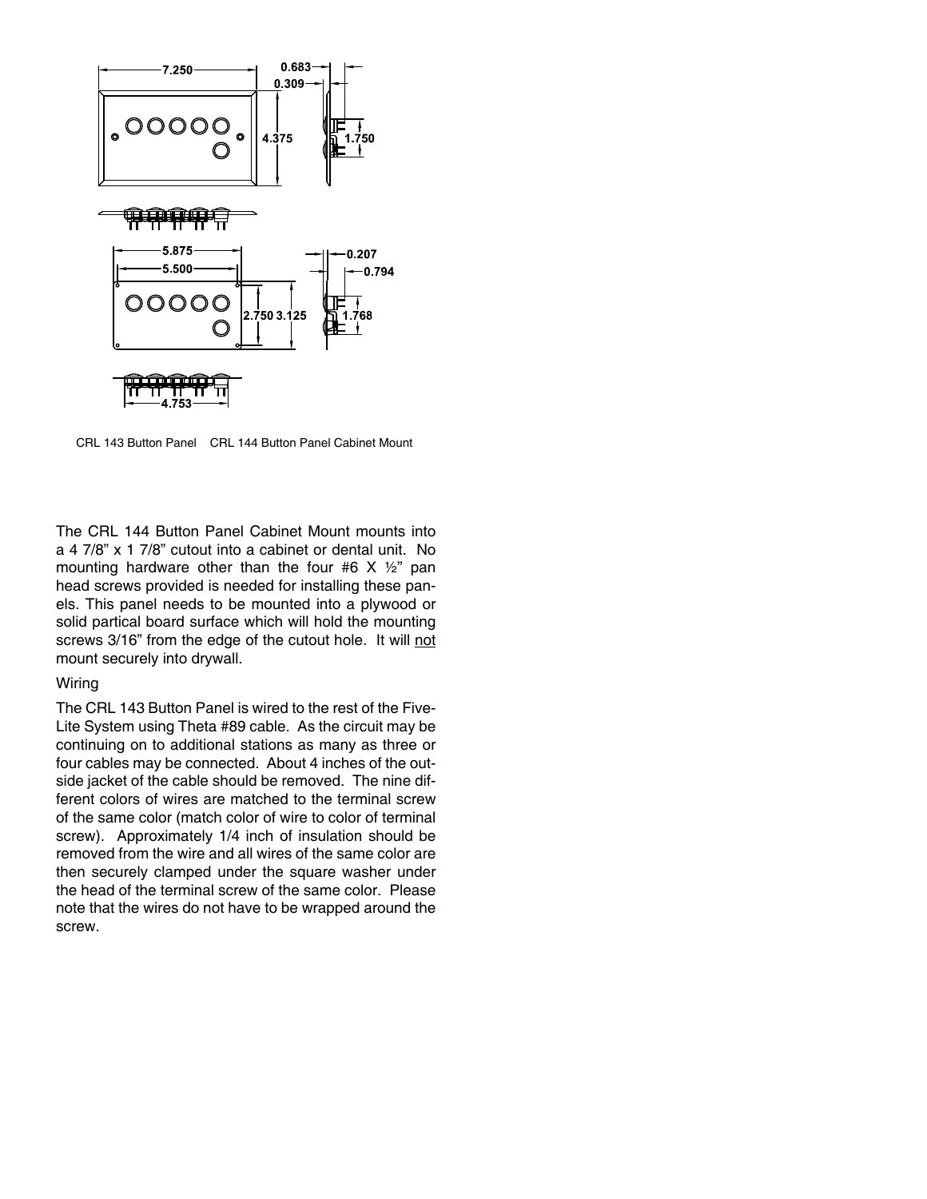7.250

0.683

0.309

4.375

1.750

5.875

5.500

0.207

0.794

2.750 3.125

1.768

4.753

CRL 143 Button Panel    CRL 144 Button Panel Cabinet Mount

The CRL 144 Button Panel Cabinet Mount mounts into a 4 7/8" x 1 7/8" cutout into a cabinet or dental unit. No mounting hardware other than the four #6 X ½" pan head screws provided is needed for installing these panels. This panel needs to be mounted into a plywood or solid partical board surface which will hold the mounting screws 3/16" from the edge of the cutout hole. It will not mount securely into drywall.

Wiring

The CRL 143 Button Panel is wired to the rest of the Five-Lite System using Theta #89 cable. As the circuit may be continuing on to additional stations as many as three or four cables may be connected. About 4 inches of the outside jacket of the cable should be removed. The nine different colors of wires are matched to the terminal screw of the same color (match color of wire to color of terminal screw). Approximately 1/4 inch of insulation should be removed from the wire and all wires of the same color are then securely clamped under the square washer under the head of the terminal screw of the same color. Please note that the wires do not have to be wrapped around the screw.